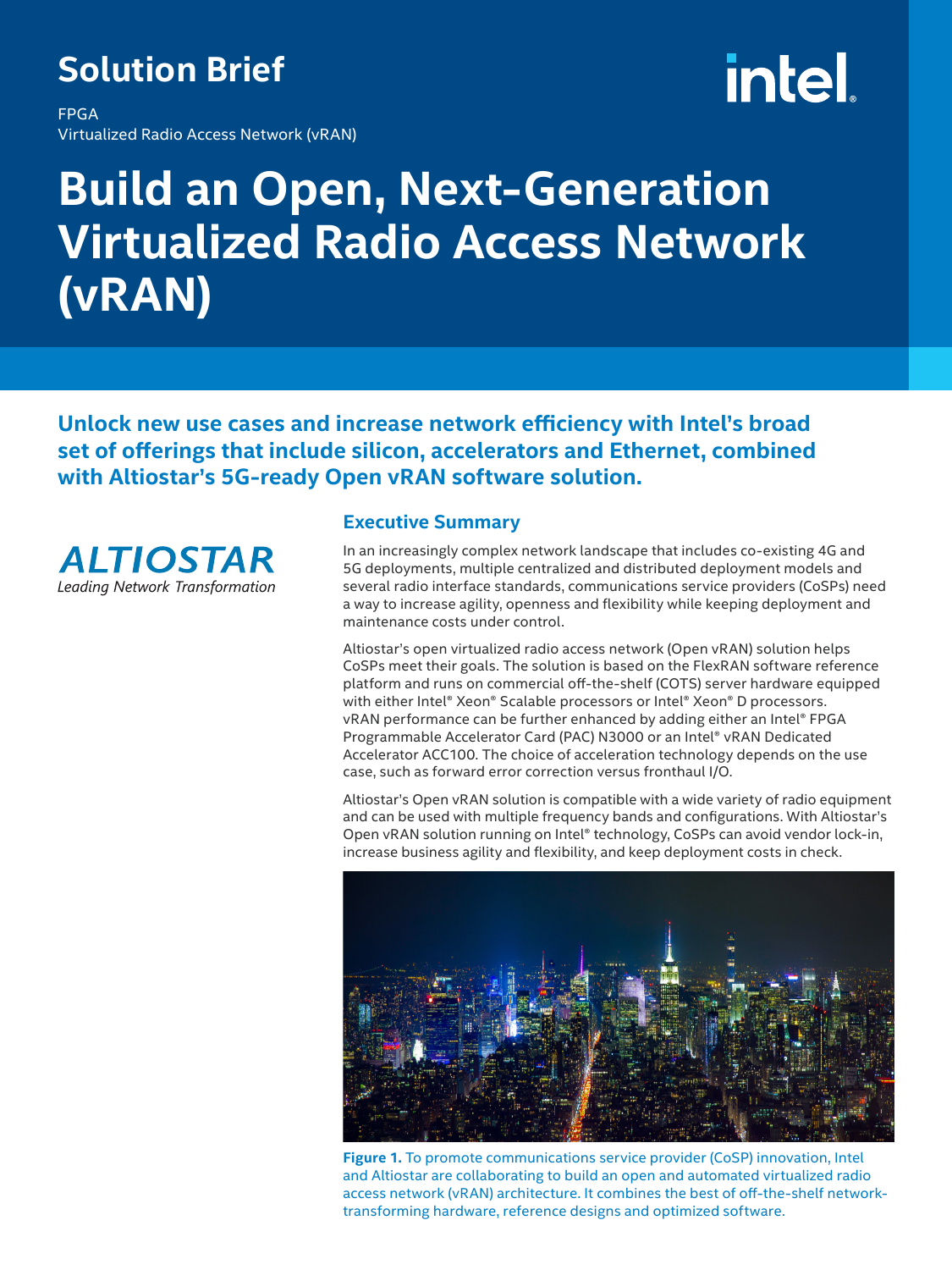# Solution Brief

FPGA
Virtualized Radio Access Network (vRAN)

# Build an Open, Next-Generation Virtualized Radio Access Network (vRAN)

**Unlock new use cases and increase network efficiency with Intel's broad set of offerings that include silicon, accelerators and Ethernet, combined with Altiostar's 5G-ready Open vRAN software solution.**

ALTIOSTAR
*Leading Network Transformation*

## Executive Summary

In an increasingly complex network landscape that includes co-existing 4G and 5G deployments, multiple centralized and distributed deployment models and several radio interface standards, communications service providers (CoSPs) need a way to increase agility, openness and flexibility while keeping deployment and maintenance costs under control.

Altiostar's open virtualized radio access network (Open vRAN) solution helps CoSPs meet their goals. The solution is based on the FlexRAN software reference platform and runs on commercial off-the-shelf (COTS) server hardware equipped with either Intel® Xeon® Scalable processors or Intel® Xeon® D processors. vRAN performance can be further enhanced by adding either an Intel® FPGA Programmable Accelerator Card (PAC) N3000 or an Intel® vRAN Dedicated Accelerator ACC100. The choice of acceleration technology depends on the use case, such as forward error correction versus fronthaul I/O.

Altiostar's Open vRAN solution is compatible with a wide variety of radio equipment and can be used with multiple frequency bands and configurations. With Altiostar's Open vRAN solution running on Intel® technology, CoSPs can avoid vendor lock-in, increase business agility and flexibility, and keep deployment costs in check.

**Figure 1.** To promote communications service provider (CoSP) innovation, Intel and Altiostar are collaborating to build an open and automated virtualized radio access network (vRAN) architecture. It combines the best of off-the-shelf network-transforming hardware, reference designs and optimized software.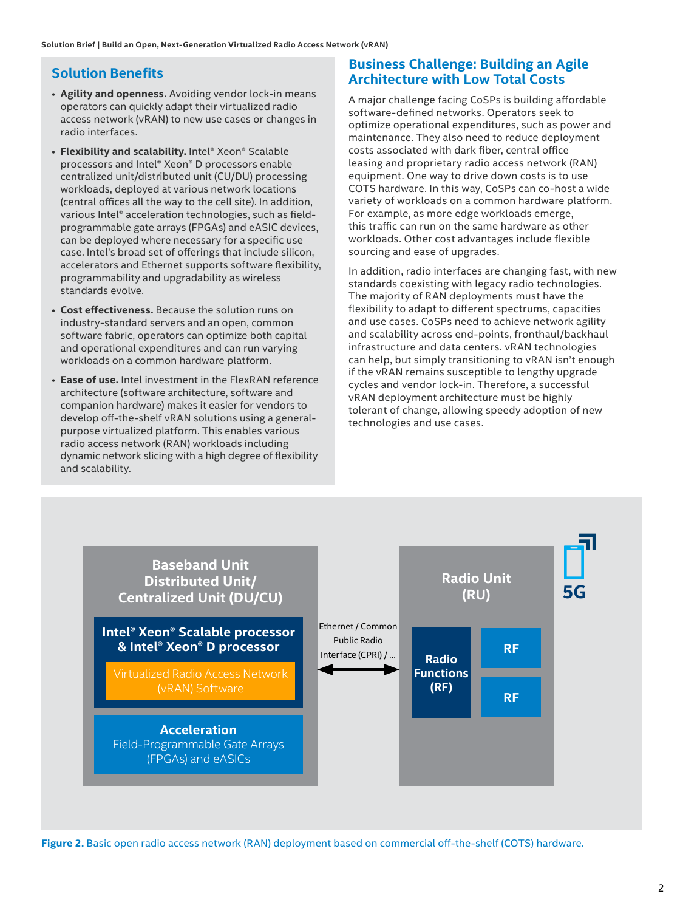## Solution Benefits

- **Agility and openness.** Avoiding vendor lock-in means operators can quickly adapt their virtualized radio access network (vRAN) to new use cases or changes in radio interfaces.
- **Flexibility and scalability.** Intel® Xeon® Scalable processors and Intel® Xeon® D processors enable centralized unit/distributed unit (CU/DU) processing workloads, deployed at various network locations (central offices all the way to the cell site). In addition, various Intel® acceleration technologies, such as field-programmable gate arrays (FPGAs) and eASIC devices, can be deployed where necessary for a specific use case. Intel's broad set of offerings that include silicon, accelerators and Ethernet supports software flexibility, programmability and upgradability as wireless standards evolve.
- **Cost effectiveness.** Because the solution runs on industry-standard servers and an open, common software fabric, operators can optimize both capital and operational expenditures and can run varying workloads on a common hardware platform.
- **Ease of use.** Intel investment in the FlexRAN reference architecture (software architecture, software and companion hardware) makes it easier for vendors to develop off-the-shelf vRAN solutions using a general-purpose virtualized platform. This enables various radio access network (RAN) workloads including dynamic network slicing with a high degree of flexibility and scalability.

## Business Challenge: Building an Agile Architecture with Low Total Costs

A major challenge facing CoSPs is building affordable software-defined networks. Operators seek to optimize operational expenditures, such as power and maintenance. They also need to reduce deployment costs associated with dark fiber, central office leasing and proprietary radio access network (RAN) equipment. One way to drive down costs is to use COTS hardware. In this way, CoSPs can co-host a wide variety of workloads on a common hardware platform. For example, as more edge workloads emerge, this traffic can run on the same hardware as other workloads. Other cost advantages include flexible sourcing and ease of upgrades.

In addition, radio interfaces are changing fast, with new standards coexisting with legacy radio technologies. The majority of RAN deployments must have the flexibility to adapt to different spectrums, capacities and use cases. CoSPs need to achieve network agility and scalability across end-points, fronthaul/backhaul infrastructure and data centers. vRAN technologies can help, but simply transitioning to vRAN isn't enough if the vRAN remains susceptible to lengthy upgrade cycles and vendor lock-in. Therefore, a successful vRAN deployment architecture must be highly tolerant of change, allowing speedy adoption of new technologies and use cases.

**Baseband Unit Distributed Unit/ Centralized Unit (DU/CU)**

- **Intel® Xeon® Scalable processor & Intel® Xeon® D processor**
  - Virtualized Radio Access Network (vRAN) Software
- **Acceleration** Field-Programmable Gate Arrays (FPGAs) and eASICs

Ethernet / Common Public Radio Interface (CPRI) / ...

**Radio Unit (RU)**

- **Radio Functions (RF)**
- **RF**
- **RF**

**5G**

**Figure 2.** Basic open radio access network (RAN) deployment based on commercial off-the-shelf (COTS) hardware.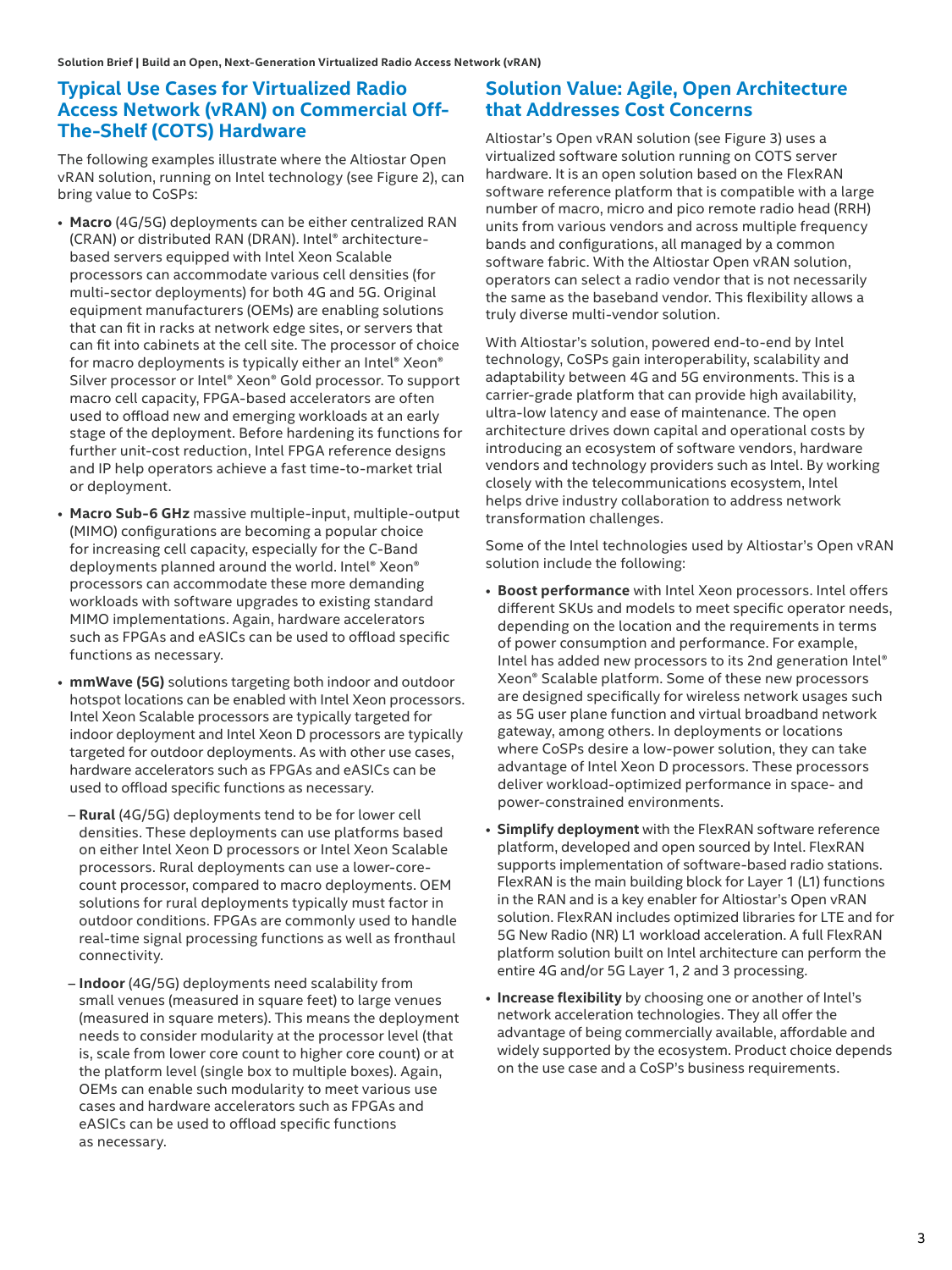## Typical Use Cases for Virtualized Radio Access Network (vRAN) on Commercial Off-The-Shelf (COTS) Hardware

The following examples illustrate where the Altiostar Open vRAN solution, running on Intel technology (see Figure 2), can bring value to CoSPs:

- **Macro** (4G/5G) deployments can be either centralized RAN (CRAN) or distributed RAN (DRAN). Intel® architecture-based servers equipped with Intel Xeon Scalable processors can accommodate various cell densities (for multi-sector deployments) for both 4G and 5G. Original equipment manufacturers (OEMs) are enabling solutions that can fit in racks at network edge sites, or servers that can fit into cabinets at the cell site. The processor of choice for macro deployments is typically either an Intel® Xeon® Silver processor or Intel® Xeon® Gold processor. To support macro cell capacity, FPGA-based accelerators are often used to offload new and emerging workloads at an early stage of the deployment. Before hardening its functions for further unit-cost reduction, Intel FPGA reference designs and IP help operators achieve a fast time-to-market trial or deployment.
- **Macro Sub-6 GHz** massive multiple-input, multiple-output (MIMO) configurations are becoming a popular choice for increasing cell capacity, especially for the C-Band deployments planned around the world. Intel® Xeon® processors can accommodate these more demanding workloads with software upgrades to existing standard MIMO implementations. Again, hardware accelerators such as FPGAs and eASICs can be used to offload specific functions as necessary.
- **mmWave (5G)** solutions targeting both indoor and outdoor hotspot locations can be enabled with Intel Xeon processors. Intel Xeon Scalable processors are typically targeted for indoor deployment and Intel Xeon D processors are typically targeted for outdoor deployments. As with other use cases, hardware accelerators such as FPGAs and eASICs can be used to offload specific functions as necessary.
  - **Rural** (4G/5G) deployments tend to be for lower cell densities. These deployments can use platforms based on either Intel Xeon D processors or Intel Xeon Scalable processors. Rural deployments can use a lower-core-count processor, compared to macro deployments. OEM solutions for rural deployments typically must factor in outdoor conditions. FPGAs are commonly used to handle real-time signal processing functions as well as fronthaul connectivity.
  - **Indoor** (4G/5G) deployments need scalability from small venues (measured in square feet) to large venues (measured in square meters). This means the deployment needs to consider modularity at the processor level (that is, scale from lower core count to higher core count) or at the platform level (single box to multiple boxes). Again, OEMs can enable such modularity to meet various use cases and hardware accelerators such as FPGAs and eASICs can be used to offload specific functions as necessary.

## Solution Value: Agile, Open Architecture that Addresses Cost Concerns

Altiostar's Open vRAN solution (see Figure 3) uses a virtualized software solution running on COTS server hardware. It is an open solution based on the FlexRAN software reference platform that is compatible with a large number of macro, micro and pico remote radio head (RRH) units from various vendors and across multiple frequency bands and configurations, all managed by a common software fabric. With the Altiostar Open vRAN solution, operators can select a radio vendor that is not necessarily the same as the baseband vendor. This flexibility allows a truly diverse multi-vendor solution.

With Altiostar's solution, powered end-to-end by Intel technology, CoSPs gain interoperability, scalability and adaptability between 4G and 5G environments. This is a carrier-grade platform that can provide high availability, ultra-low latency and ease of maintenance. The open architecture drives down capital and operational costs by introducing an ecosystem of software vendors, hardware vendors and technology providers such as Intel. By working closely with the telecommunications ecosystem, Intel helps drive industry collaboration to address network transformation challenges.

Some of the Intel technologies used by Altiostar's Open vRAN solution include the following:

- **Boost performance** with Intel Xeon processors. Intel offers different SKUs and models to meet specific operator needs, depending on the location and the requirements in terms of power consumption and performance. For example, Intel has added new processors to its 2nd generation Intel® Xeon® Scalable platform. Some of these new processors are designed specifically for wireless network usages such as 5G user plane function and virtual broadband network gateway, among others. In deployments or locations where CoSPs desire a low-power solution, they can take advantage of Intel Xeon D processors. These processors deliver workload-optimized performance in space- and power-constrained environments.
- **Simplify deployment** with the FlexRAN software reference platform, developed and open sourced by Intel. FlexRAN supports implementation of software-based radio stations. FlexRAN is the main building block for Layer 1 (L1) functions in the RAN and is a key enabler for Altiostar's Open vRAN solution. FlexRAN includes optimized libraries for LTE and for 5G New Radio (NR) L1 workload acceleration. A full FlexRAN platform solution built on Intel architecture can perform the entire 4G and/or 5G Layer 1, 2 and 3 processing.
- **Increase flexibility** by choosing one or another of Intel's network acceleration technologies. They all offer the advantage of being commercially available, affordable and widely supported by the ecosystem. Product choice depends on the use case and a CoSP's business requirements.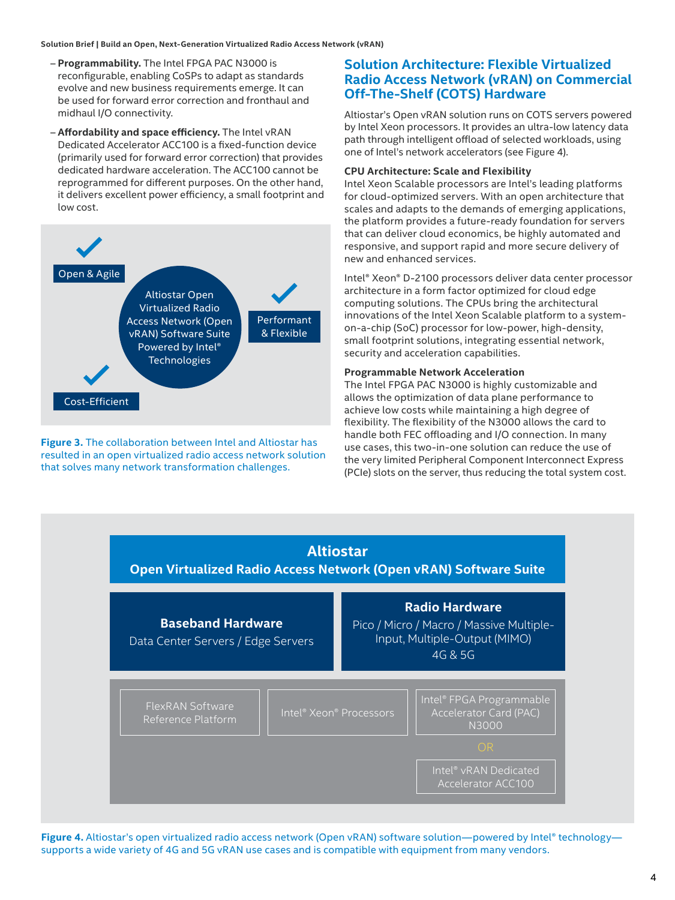- **Programmability.** The Intel FPGA PAC N3000 is reconfigurable, enabling CoSPs to adapt as standards evolve and new business requirements emerge. It can be used for forward error correction and fronthaul and midhaul I/O connectivity.
- **Affordability and space efficiency.** The Intel vRAN Dedicated Accelerator ACC100 is a fixed-function device (primarily used for forward error correction) that provides dedicated hardware acceleration. The ACC100 cannot be reprogrammed for different purposes. On the other hand, it delivers excellent power efficiency, a small footprint and low cost.

Open & Agile

Altiostar Open Virtualized Radio Access Network (Open vRAN) Software Suite Powered by Intel® Technologies

Performant & Flexible

Cost-Efficient

**Figure 3.** The collaboration between Intel and Altiostar has resulted in an open virtualized radio access network solution that solves many network transformation challenges.

## Solution Architecture: Flexible Virtualized Radio Access Network (vRAN) on Commercial Off-The-Shelf (COTS) Hardware

Altiostar's Open vRAN solution runs on COTS servers powered by Intel Xeon processors. It provides an ultra-low latency data path through intelligent offload of selected workloads, using one of Intel's network accelerators (see Figure 4).

### CPU Architecture: Scale and Flexibility

Intel Xeon Scalable processors are Intel's leading platforms for cloud-optimized servers. With an open architecture that scales and adapts to the demands of emerging applications, the platform provides a future-ready foundation for servers that can deliver cloud economics, be highly automated and responsive, and support rapid and more secure delivery of new and enhanced services.

Intel® Xeon® D-2100 processors deliver data center processor architecture in a form factor optimized for cloud edge computing solutions. The CPUs bring the architectural innovations of the Intel Xeon Scalable platform to a system-on-a-chip (SoC) processor for low-power, high-density, small footprint solutions, integrating essential network, security and acceleration capabilities.

### Programmable Network Acceleration

The Intel FPGA PAC N3000 is highly customizable and allows the optimization of data plane performance to achieve low costs while maintaining a high degree of flexibility. The flexibility of the N3000 allows the card to handle both FEC offloading and I/O connection. In many use cases, this two-in-one solution can reduce the use of the very limited Peripheral Component Interconnect Express (PCIe) slots on the server, thus reducing the total system cost.

**Altiostar**
**Open Virtualized Radio Access Network (Open vRAN) Software Suite**

**Baseband Hardware**
Data Center Servers / Edge Servers

**Radio Hardware**
Pico / Micro / Macro / Massive Multiple-Input, Multiple-Output (MIMO)
4G & 5G

FlexRAN Software Reference Platform

Intel® Xeon® Processors

Intel® FPGA Programmable Accelerator Card (PAC) N3000

OR

Intel® vRAN Dedicated Accelerator ACC100

**Figure 4.** Altiostar's open virtualized radio access network (Open vRAN) software solution—powered by Intel® technology—supports a wide variety of 4G and 5G vRAN use cases and is compatible with equipment from many vendors.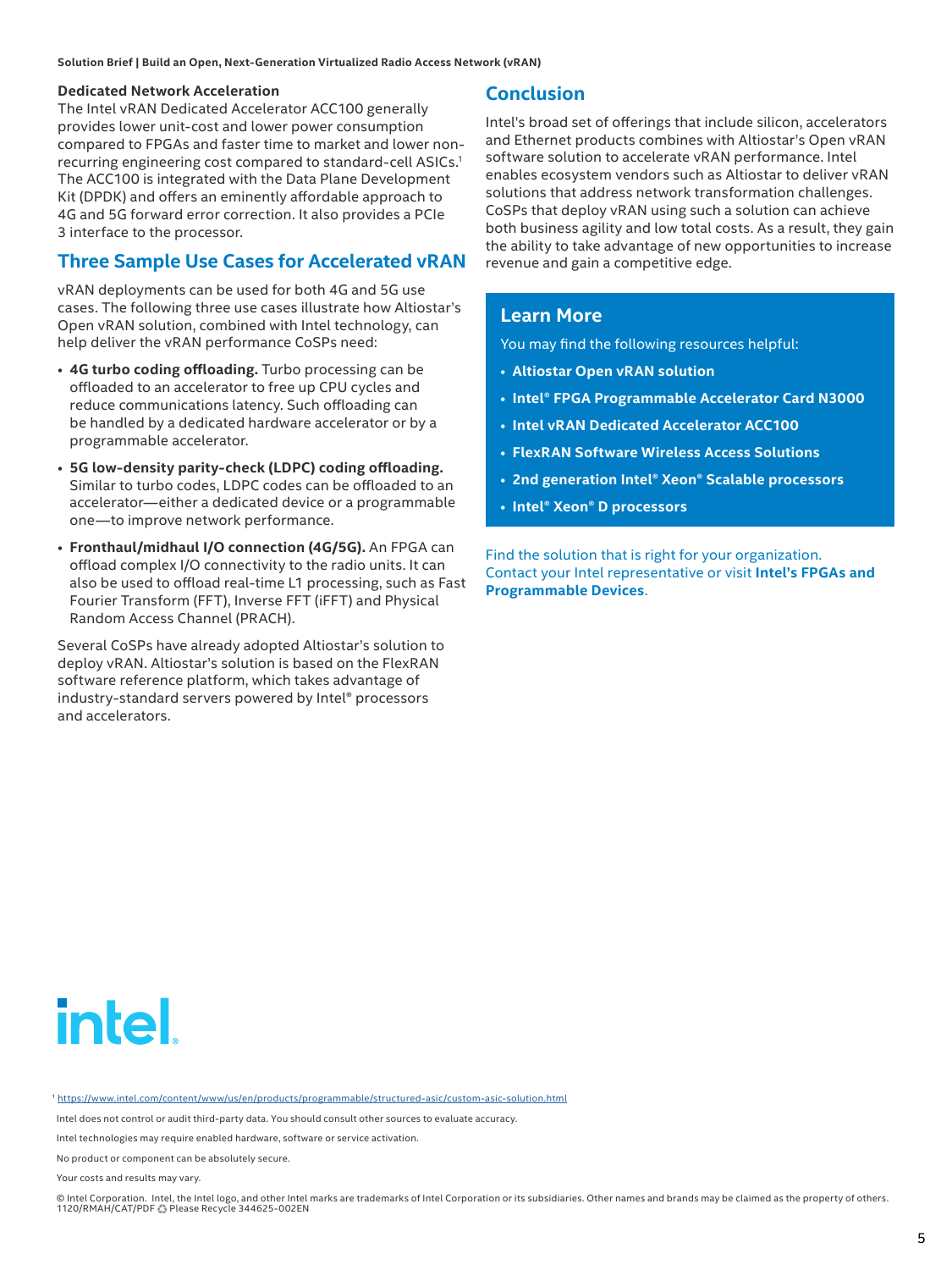### Dedicated Network Acceleration

The Intel vRAN Dedicated Accelerator ACC100 generally provides lower unit-cost and lower power consumption compared to FPGAs and faster time to market and lower non-recurring engineering cost compared to standard-cell ASICs.[1] The ACC100 is integrated with the Data Plane Development Kit (DPDK) and offers an eminently affordable approach to 4G and 5G forward error correction. It also provides a PCIe 3 interface to the processor.

## Three Sample Use Cases for Accelerated vRAN

vRAN deployments can be used for both 4G and 5G use cases. The following three use cases illustrate how Altiostar's Open vRAN solution, combined with Intel technology, can help deliver the vRAN performance CoSPs need:

- **4G turbo coding offloading.** Turbo processing can be offloaded to an accelerator to free up CPU cycles and reduce communications latency. Such offloading can be handled by a dedicated hardware accelerator or by a programmable accelerator.
- **5G low-density parity-check (LDPC) coding offloading.** Similar to turbo codes, LDPC codes can be offloaded to an accelerator—either a dedicated device or a programmable one—to improve network performance.
- **Fronthaul/midhaul I/O connection (4G/5G).** An FPGA can offload complex I/O connectivity to the radio units. It can also be used to offload real-time L1 processing, such as Fast Fourier Transform (FFT), Inverse FFT (iFFT) and Physical Random Access Channel (PRACH).

Several CoSPs have already adopted Altiostar's solution to deploy vRAN. Altiostar's solution is based on the FlexRAN software reference platform, which takes advantage of industry-standard servers powered by Intel® processors and accelerators.

## Conclusion

Intel's broad set of offerings that include silicon, accelerators and Ethernet products combines with Altiostar's Open vRAN software solution to accelerate vRAN performance. Intel enables ecosystem vendors such as Altiostar to deliver vRAN solutions that address network transformation challenges. CoSPs that deploy vRAN using such a solution can achieve both business agility and low total costs. As a result, they gain the ability to take advantage of new opportunities to increase revenue and gain a competitive edge.

### Learn More

You may find the following resources helpful:

- **Altiostar Open vRAN solution**
- **Intel® FPGA Programmable Accelerator Card N3000**
- **Intel vRAN Dedicated Accelerator ACC100**
- **FlexRAN Software Wireless Access Solutions**
- **2nd generation Intel® Xeon® Scalable processors**
- **Intel® Xeon® D processors**

Find the solution that is right for your organization. Contact your Intel representative or visit **Intel's FPGAs and Programmable Devices**.

[1] https://www.intel.com/content/www/us/en/products/programmable/structured-asic/custom-asic-solution.html

Intel does not control or audit third-party data. You should consult other sources to evaluate accuracy.

Intel technologies may require enabled hardware, software or service activation.

No product or component can be absolutely secure.

Your costs and results may vary.

© Intel Corporation. Intel, the Intel logo, and other Intel marks are trademarks of Intel Corporation or its subsidiaries. Other names and brands may be claimed as the property of others.
1120/RMAH/CAT/PDF Please Recycle 344625-002EN